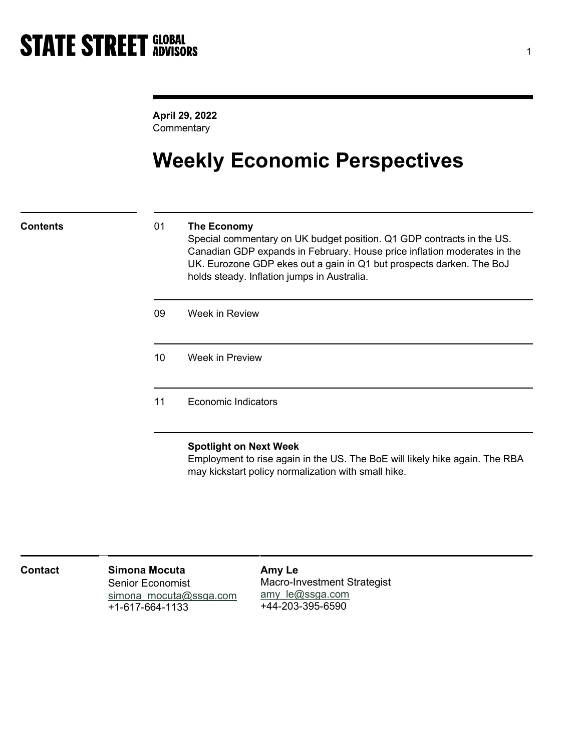STATE STREET GLOBAL ADVISORS

**April 29, 2022**
Commentary

# Weekly Economic Perspectives

**Contents**

01 **The Economy**
Special commentary on UK budget position. Q1 GDP contracts in the US. Canadian GDP expands in February. House price inflation moderates in the UK. Eurozone GDP ekes out a gain in Q1 but prospects darken. The BoJ holds steady. Inflation jumps in Australia.

09 Week in Review

10 Week in Preview

11 Economic Indicators

**Spotlight on Next Week**
Employment to rise again in the US. The BoE will likely hike again. The RBA may kickstart policy normalization with small hike.

**Contact**

**Simona Mocuta**
Senior Economist
simona_mocuta@ssga.com
+1-617-664-1133

**Amy Le**
Macro-Investment Strategist
amy_le@ssga.com
+44-203-395-6590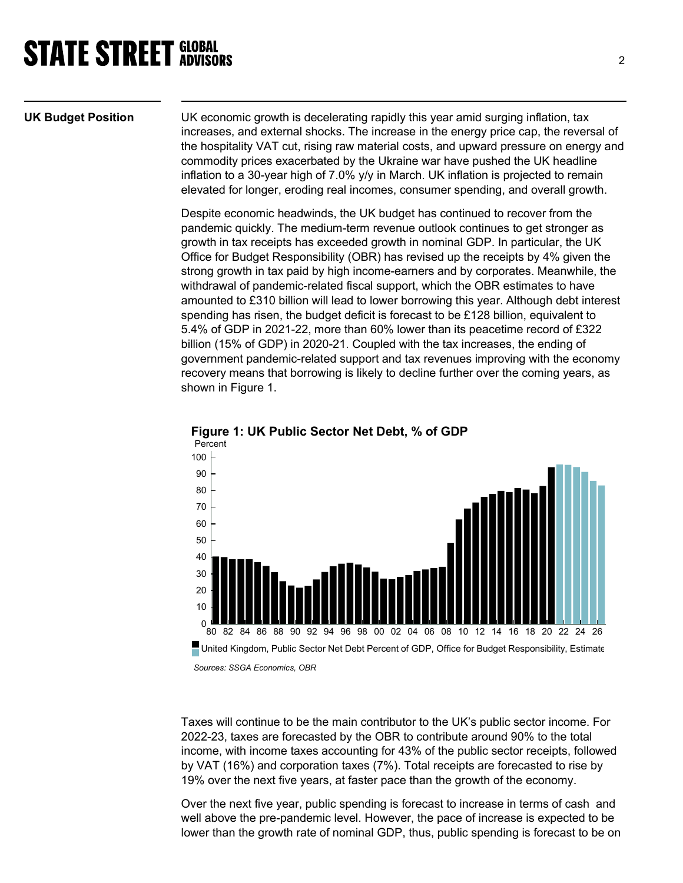## UK Budget Position

UK economic growth is decelerating rapidly this year amid surging inflation, tax increases, and external shocks. The increase in the energy price cap, the reversal of the hospitality VAT cut, rising raw material costs, and upward pressure on energy and commodity prices exacerbated by the Ukraine war have pushed the UK headline inflation to a 30-year high of 7.0% y/y in March. UK inflation is projected to remain elevated for longer, eroding real incomes, consumer spending, and overall growth.

Despite economic headwinds, the UK budget has continued to recover from the pandemic quickly. The medium-term revenue outlook continues to get stronger as growth in tax receipts has exceeded growth in nominal GDP. In particular, the UK Office for Budget Responsibility (OBR) has revised up the receipts by 4% given the strong growth in tax paid by high income-earners and by corporates. Meanwhile, the withdrawal of pandemic-related fiscal support, which the OBR estimates to have amounted to £310 billion will lead to lower borrowing this year. Although debt interest spending has risen, the budget deficit is forecast to be £128 billion, equivalent to 5.4% of GDP in 2021-22, more than 60% lower than its peacetime record of £322 billion (15% of GDP) in 2020-21. Coupled with the tax increases, the ending of government pandemic-related support and tax revenues improving with the economy recovery means that borrowing is likely to decline further over the coming years, as shown in Figure 1.

**Figure 1: UK Public Sector Net Debt, % of GDP**

Percent

United Kingdom, Public Sector Net Debt Percent of GDP, Office for Budget Responsibility, Estimate

*Sources: SSGA Economics, OBR*

Taxes will continue to be the main contributor to the UK's public sector income. For 2022-23, taxes are forecasted by the OBR to contribute around 90% to the total income, with income taxes accounting for 43% of the public sector receipts, followed by VAT (16%) and corporation taxes (7%). Total receipts are forecasted to rise by 19% over the next five years, at faster pace than the growth of the economy.

Over the next five year, public spending is forecast to increase in terms of cash and well above the pre-pandemic level. However, the pace of increase is expected to be lower than the growth rate of nominal GDP, thus, public spending is forecast to be on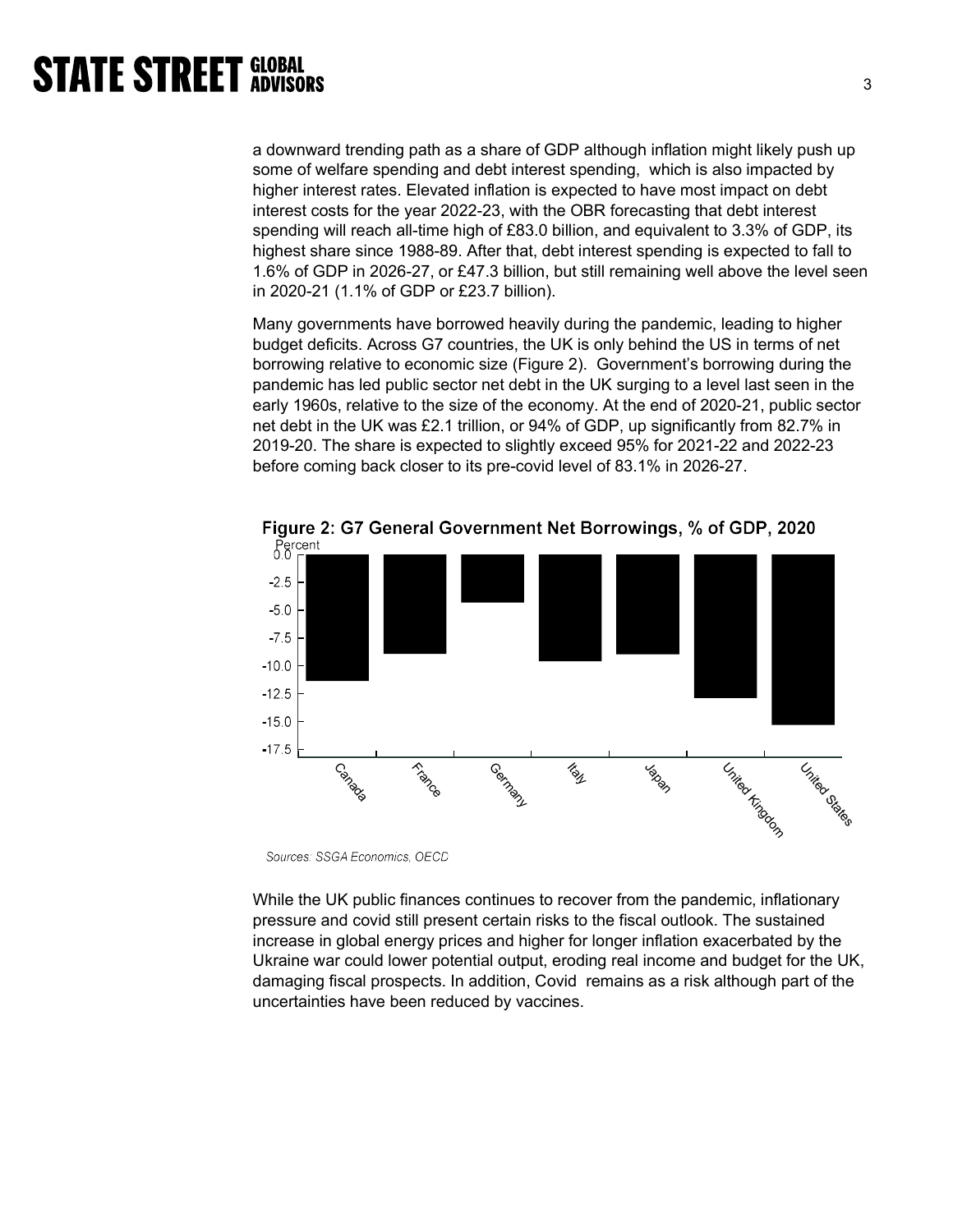a downward trending path as a share of GDP although inflation might likely push up some of welfare spending and debt interest spending, which is also impacted by higher interest rates. Elevated inflation is expected to have most impact on debt interest costs for the year 2022-23, with the OBR forecasting that debt interest spending will reach all-time high of £83.0 billion, and equivalent to 3.3% of GDP, its highest share since 1988-89. After that, debt interest spending is expected to fall to 1.6% of GDP in 2026-27, or £47.3 billion, but still remaining well above the level seen in 2020-21 (1.1% of GDP or £23.7 billion).

Many governments have borrowed heavily during the pandemic, leading to higher budget deficits. Across G7 countries, the UK is only behind the US in terms of net borrowing relative to economic size (Figure 2). Government's borrowing during the pandemic has led public sector net debt in the UK surging to a level last seen in the early 1960s, relative to the size of the economy. At the end of 2020-21, public sector net debt in the UK was £2.1 trillion, or 94% of GDP, up significantly from 82.7% in 2019-20. The share is expected to slightly exceed 95% for 2021-22 and 2022-23 before coming back closer to its pre-covid level of 83.1% in 2026-27.

**Figure 2: G7 General Government Net Borrowings, % of GDP, 2020**

*Sources: SSGA Economics, OECD*

While the UK public finances continues to recover from the pandemic, inflationary pressure and covid still present certain risks to the fiscal outlook. The sustained increase in global energy prices and higher for longer inflation exacerbated by the Ukraine war could lower potential output, eroding real income and budget for the UK, damaging fiscal prospects. In addition, Covid remains as a risk although part of the uncertainties have been reduced by vaccines.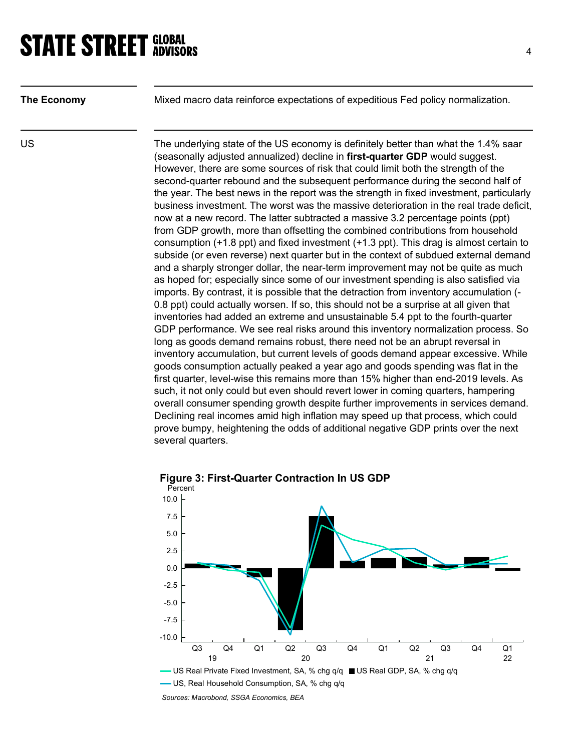**The Economy**

Mixed macro data reinforce expectations of expeditious Fed policy normalization.

**US**

The underlying state of the US economy is definitely better than what the 1.4% saar (seasonally adjusted annualized) decline in **first-quarter GDP** would suggest. However, there are some sources of risk that could limit both the strength of the second-quarter rebound and the subsequent performance during the second half of the year. The best news in the report was the strength in fixed investment, particularly business investment. The worst was the massive deterioration in the real trade deficit, now at a new record. The latter subtracted a massive 3.2 percentage points (ppt) from GDP growth, more than offsetting the combined contributions from household consumption (+1.8 ppt) and fixed investment (+1.3 ppt). This drag is almost certain to subside (or even reverse) next quarter but in the context of subdued external demand and a sharply stronger dollar, the near-term improvement may not be quite as much as hoped for; especially since some of our investment spending is also satisfied via imports. By contrast, it is possible that the detraction from inventory accumulation (-0.8 ppt) could actually worsen. If so, this should not be a surprise at all given that inventories had added an extreme and unsustainable 5.4 ppt to the fourth-quarter GDP performance. We see real risks around this inventory normalization process. So long as goods demand remains robust, there need not be an abrupt reversal in inventory accumulation, but current levels of goods demand appear excessive. While goods consumption actually peaked a year ago and goods spending was flat in the first quarter, level-wise this remains more than 15% higher than end-2019 levels. As such, it not only could but even should revert lower in coming quarters, hampering overall consumer spending growth despite further improvements in services demand. Declining real incomes amid high inflation may speed up that process, which could prove bumpy, heightening the odds of additional negative GDP prints over the next several quarters.

**Figure 3: First-Quarter Contraction In US GDP**

Percent

Legend: US Real Private Fixed Investment, SA, % chg q/q; US Real GDP, SA, % chg q/q; US, Real Household Consumption, SA, % chg q/q

*Sources: Macrobond, SSGA Economics, BEA*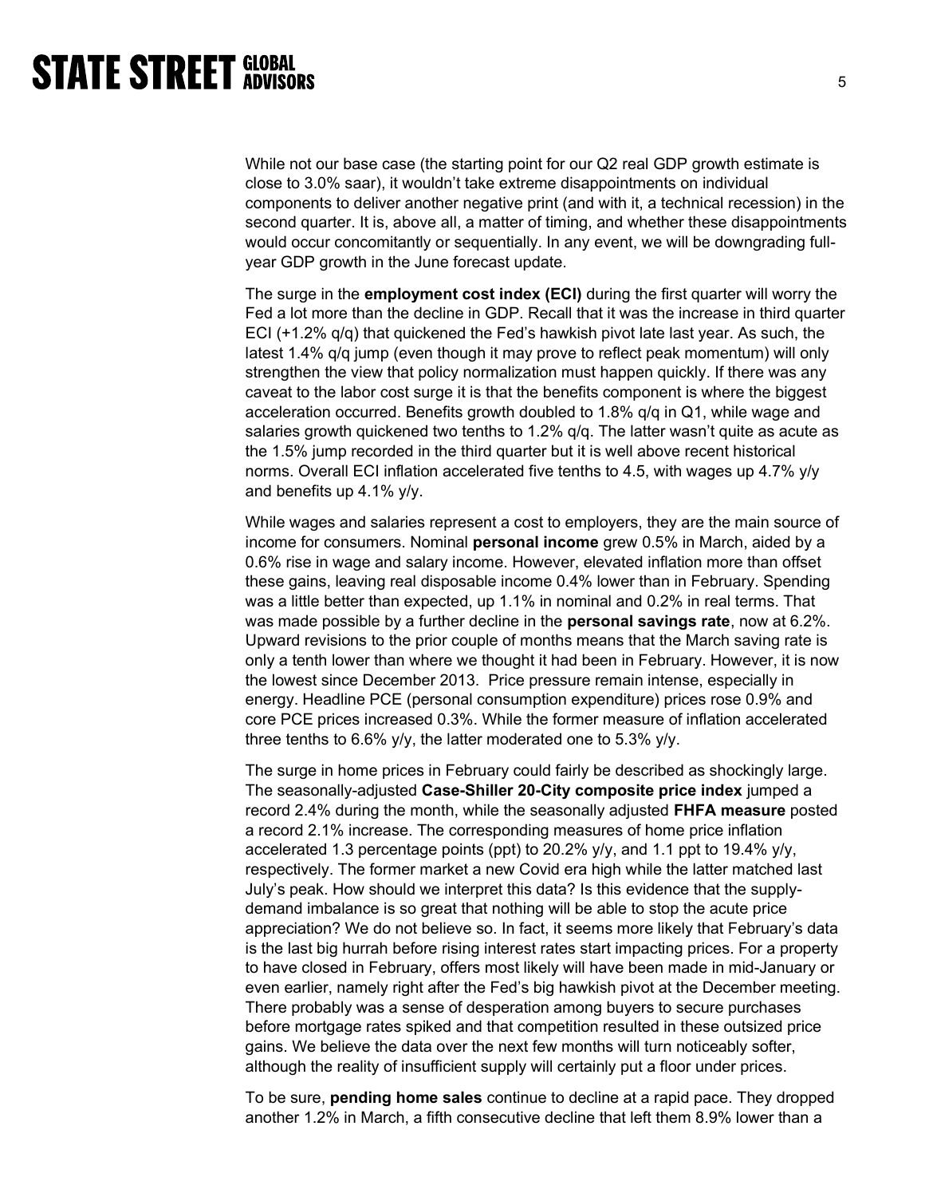While not our base case (the starting point for our Q2 real GDP growth estimate is close to 3.0% saar), it wouldn't take extreme disappointments on individual components to deliver another negative print (and with it, a technical recession) in the second quarter. It is, above all, a matter of timing, and whether these disappointments would occur concomitantly or sequentially. In any event, we will be downgrading full-year GDP growth in the June forecast update.

The surge in the **employment cost index (ECI)** during the first quarter will worry the Fed a lot more than the decline in GDP. Recall that it was the increase in third quarter ECI (+1.2% q/q) that quickened the Fed's hawkish pivot late last year. As such, the latest 1.4% q/q jump (even though it may prove to reflect peak momentum) will only strengthen the view that policy normalization must happen quickly. If there was any caveat to the labor cost surge it is that the benefits component is where the biggest acceleration occurred. Benefits growth doubled to 1.8% q/q in Q1, while wage and salaries growth quickened two tenths to 1.2% q/q. The latter wasn't quite as acute as the 1.5% jump recorded in the third quarter but it is well above recent historical norms. Overall ECI inflation accelerated five tenths to 4.5, with wages up 4.7% y/y and benefits up 4.1% y/y.

While wages and salaries represent a cost to employers, they are the main source of income for consumers. Nominal **personal income** grew 0.5% in March, aided by a 0.6% rise in wage and salary income. However, elevated inflation more than offset these gains, leaving real disposable income 0.4% lower than in February. Spending was a little better than expected, up 1.1% in nominal and 0.2% in real terms. That was made possible by a further decline in the **personal savings rate**, now at 6.2%. Upward revisions to the prior couple of months means that the March saving rate is only a tenth lower than where we thought it had been in February. However, it is now the lowest since December 2013. Price pressure remain intense, especially in energy. Headline PCE (personal consumption expenditure) prices rose 0.9% and core PCE prices increased 0.3%. While the former measure of inflation accelerated three tenths to 6.6% y/y, the latter moderated one to 5.3% y/y.

The surge in home prices in February could fairly be described as shockingly large. The seasonally-adjusted **Case-Shiller 20-City composite price index** jumped a record 2.4% during the month, while the seasonally adjusted **FHFA measure** posted a record 2.1% increase. The corresponding measures of home price inflation accelerated 1.3 percentage points (ppt) to 20.2% y/y, and 1.1 ppt to 19.4% y/y, respectively. The former market a new Covid era high while the latter matched last July's peak. How should we interpret this data? Is this evidence that the supply-demand imbalance is so great that nothing will be able to stop the acute price appreciation? We do not believe so. In fact, it seems more likely that February's data is the last big hurrah before rising interest rates start impacting prices. For a property to have closed in February, offers most likely will have been made in mid-January or even earlier, namely right after the Fed's big hawkish pivot at the December meeting. There probably was a sense of desperation among buyers to secure purchases before mortgage rates spiked and that competition resulted in these outsized price gains. We believe the data over the next few months will turn noticeably softer, although the reality of insufficient supply will certainly put a floor under prices.

To be sure, **pending home sales** continue to decline at a rapid pace. They dropped another 1.2% in March, a fifth consecutive decline that left them 8.9% lower than a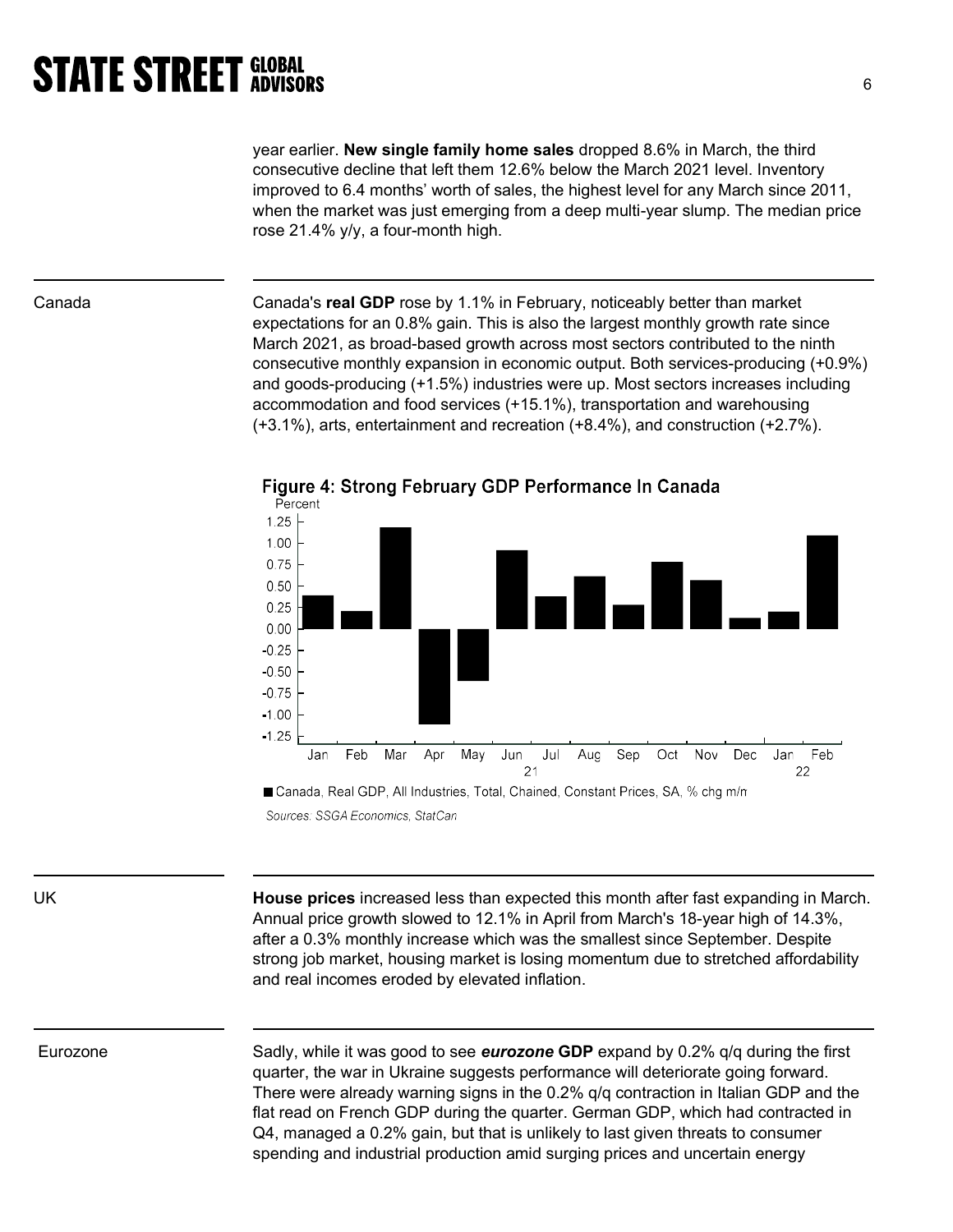year earlier. **New single family home sales** dropped 8.6% in March, the third consecutive decline that left them 12.6% below the March 2021 level. Inventory improved to 6.4 months' worth of sales, the highest level for any March since 2011, when the market was just emerging from a deep multi-year slump. The median price rose 21.4% y/y, a four-month high.

Canada

Canada's **real GDP** rose by 1.1% in February, noticeably better than market expectations for an 0.8% gain. This is also the largest monthly growth rate since March 2021, as broad-based growth across most sectors contributed to the ninth consecutive monthly expansion in economic output. Both services-producing (+0.9%) and goods-producing (+1.5%) industries were up. Most sectors increases including accommodation and food services (+15.1%), transportation and warehousing (+3.1%), arts, entertainment and recreation (+8.4%), and construction (+2.7%).

Figure 4: Strong February GDP Performance In Canada

■ Canada, Real GDP, All Industries, Total, Chained, Constant Prices, SA, % chg m/m

*Sources: SSGA Economics, StatCan*

UK

**House prices** increased less than expected this month after fast expanding in March. Annual price growth slowed to 12.1% in April from March's 18-year high of 14.3%, after a 0.3% monthly increase which was the smallest since September. Despite strong job market, housing market is losing momentum due to stretched affordability and real incomes eroded by elevated inflation.

Eurozone

Sadly, while it was good to see ***eurozone* GDP** expand by 0.2% q/q during the first quarter, the war in Ukraine suggests performance will deteriorate going forward. There were already warning signs in the 0.2% q/q contraction in Italian GDP and the flat read on French GDP during the quarter. German GDP, which had contracted in Q4, managed a 0.2% gain, but that is unlikely to last given threats to consumer spending and industrial production amid surging prices and uncertain energy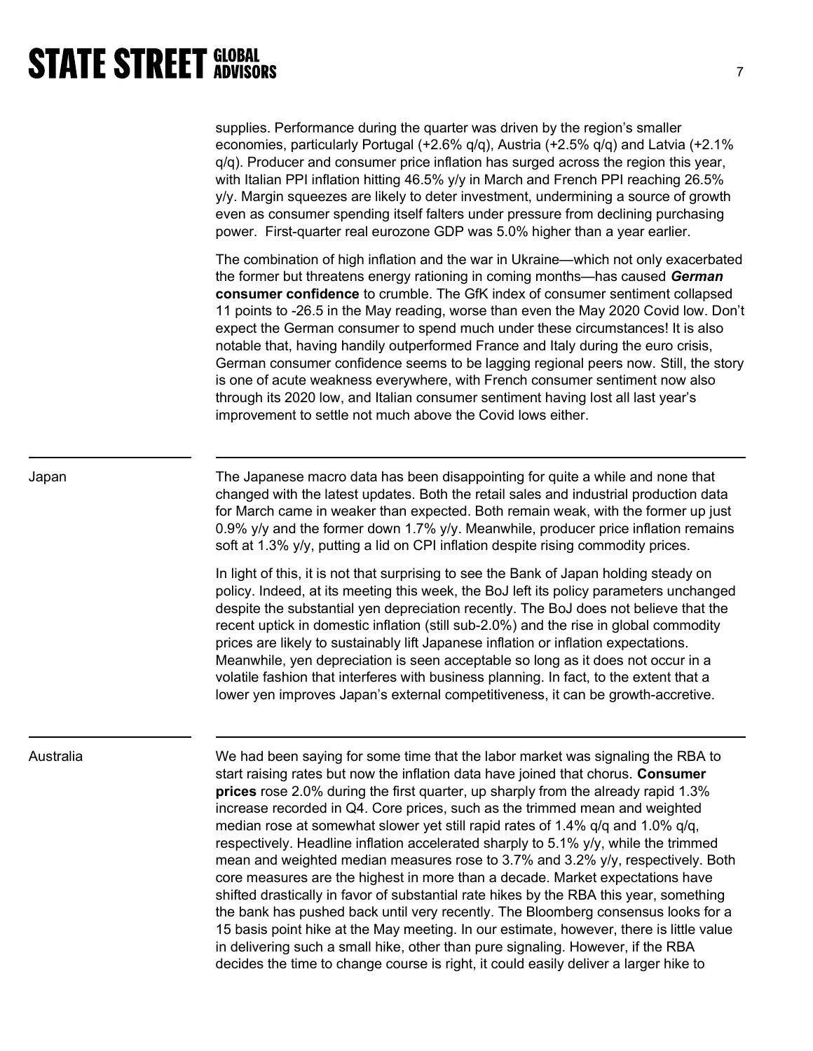supplies. Performance during the quarter was driven by the region's smaller economies, particularly Portugal (+2.6% q/q), Austria (+2.5% q/q) and Latvia (+2.1% q/q). Producer and consumer price inflation has surged across the region this year, with Italian PPI inflation hitting 46.5% y/y in March and French PPI reaching 26.5% y/y. Margin squeezes are likely to deter investment, undermining a source of growth even as consumer spending itself falters under pressure from declining purchasing power. First-quarter real eurozone GDP was 5.0% higher than a year earlier.

The combination of high inflation and the war in Ukraine—which not only exacerbated the former but threatens energy rationing in coming months—has caused ***German*** **consumer confidence** to crumble. The GfK index of consumer sentiment collapsed 11 points to -26.5 in the May reading, worse than even the May 2020 Covid low. Don't expect the German consumer to spend much under these circumstances! It is also notable that, having handily outperformed France and Italy during the euro crisis, German consumer confidence seems to be lagging regional peers now. Still, the story is one of acute weakness everywhere, with French consumer sentiment now also through its 2020 low, and Italian consumer sentiment having lost all last year's improvement to settle not much above the Covid lows either.

---

## Japan

The Japanese macro data has been disappointing for quite a while and none that changed with the latest updates. Both the retail sales and industrial production data for March came in weaker than expected. Both remain weak, with the former up just 0.9% y/y and the former down 1.7% y/y. Meanwhile, producer price inflation remains soft at 1.3% y/y, putting a lid on CPI inflation despite rising commodity prices.

In light of this, it is not that surprising to see the Bank of Japan holding steady on policy. Indeed, at its meeting this week, the BoJ left its policy parameters unchanged despite the substantial yen depreciation recently. The BoJ does not believe that the recent uptick in domestic inflation (still sub-2.0%) and the rise in global commodity prices are likely to sustainably lift Japanese inflation or inflation expectations. Meanwhile, yen depreciation is seen acceptable so long as it does not occur in a volatile fashion that interferes with business planning. In fact, to the extent that a lower yen improves Japan's external competitiveness, it can be growth-accretive.

---

## Australia

We had been saying for some time that the labor market was signaling the RBA to start raising rates but now the inflation data have joined that chorus. **Consumer prices** rose 2.0% during the first quarter, up sharply from the already rapid 1.3% increase recorded in Q4. Core prices, such as the trimmed mean and weighted median rose at somewhat slower yet still rapid rates of 1.4% q/q and 1.0% q/q, respectively. Headline inflation accelerated sharply to 5.1% y/y, while the trimmed mean and weighted median measures rose to 3.7% and 3.2% y/y, respectively. Both core measures are the highest in more than a decade. Market expectations have shifted drastically in favor of substantial rate hikes by the RBA this year, something the bank has pushed back until very recently. The Bloomberg consensus looks for a 15 basis point hike at the May meeting. In our estimate, however, there is little value in delivering such a small hike, other than pure signaling. However, if the RBA decides the time to change course is right, it could easily deliver a larger hike to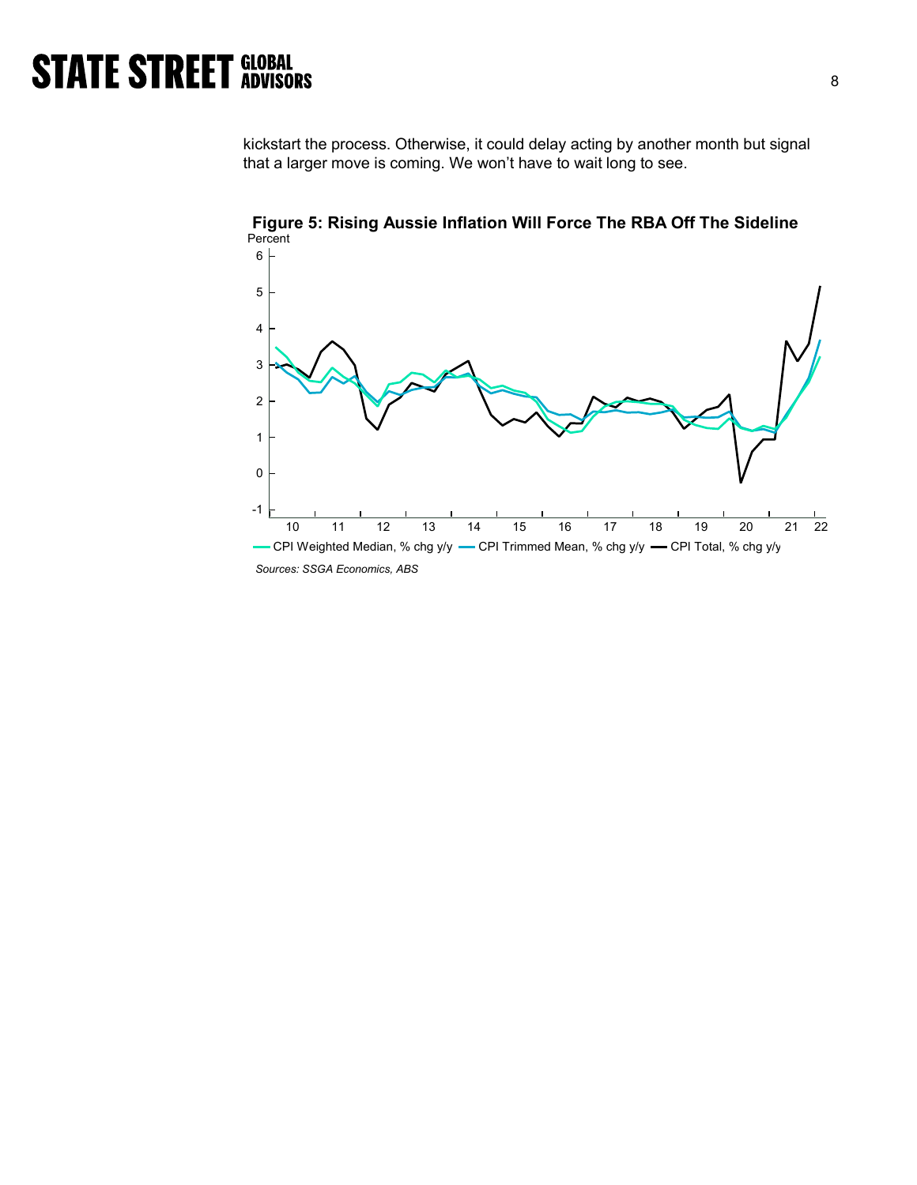kickstart the process. Otherwise, it could delay acting by another month but signal that a larger move is coming. We won't have to wait long to see.

**Figure 5: Rising Aussie Inflation Will Force The RBA Off The Sideline**

*Sources: SSGA Economics, ABS*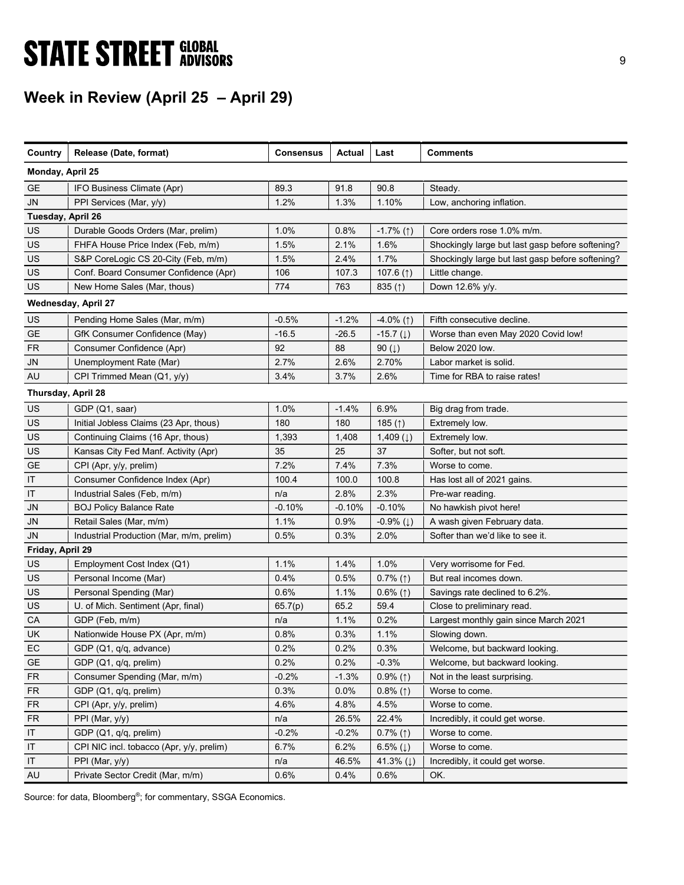## Week in Review (April 25 – April 29)

| Country | Release (Date, format) | Consensus | Actual | Last | Comments |
|---|---|---|---|---|---|
| **Monday, April 25** | | | | | |
| GE | IFO Business Climate (Apr) | 89.3 | 91.8 | 90.8 | Steady. |
| JN | PPI Services (Mar, y/y) | 1.2% | 1.3% | 1.10% | Low, anchoring inflation. |
| **Tuesday, April 26** | | | | | |
| US | Durable Goods Orders (Mar, prelim) | 1.0% | 0.8% | -1.7% (↑) | Core orders rose 1.0% m/m. |
| US | FHFA House Price Index (Feb, m/m) | 1.5% | 2.1% | 1.6% | Shockingly large but last gasp before softening? |
| US | S&P CoreLogic CS 20-City (Feb, m/m) | 1.5% | 2.4% | 1.7% | Shockingly large but last gasp before softening? |
| US | Conf. Board Consumer Confidence (Apr) | 106 | 107.3 | 107.6 (↑) | Little change. |
| US | New Home Sales (Mar, thous) | 774 | 763 | 835 (↑) | Down 12.6% y/y. |
| **Wednesday, April 27** | | | | | |
| US | Pending Home Sales (Mar, m/m) | -0.5% | -1.2% | -4.0% (↑) | Fifth consecutive decline. |
| GE | GfK Consumer Confidence (May) | -16.5 | -26.5 | -15.7 (↓) | Worse than even May 2020 Covid low! |
| FR | Consumer Confidence (Apr) | 92 | 88 | 90 (↓) | Below 2020 low. |
| JN | Unemployment Rate (Mar) | 2.7% | 2.6% | 2.70% | Labor market is solid. |
| AU | CPI Trimmed Mean (Q1, y/y) | 3.4% | 3.7% | 2.6% | Time for RBA to raise rates! |
| **Thursday, April 28** | | | | | |
| US | GDP (Q1, saar) | 1.0% | -1.4% | 6.9% | Big drag from trade. |
| US | Initial Jobless Claims (23 Apr, thous) | 180 | 180 | 185 (↑) | Extremely low. |
| US | Continuing Claims (16 Apr, thous) | 1,393 | 1,408 | 1,409 (↓) | Extremely low. |
| US | Kansas City Fed Manf. Activity (Apr) | 35 | 25 | 37 | Softer, but not soft. |
| GE | CPI (Apr, y/y, prelim) | 7.2% | 7.4% | 7.3% | Worse to come. |
| IT | Consumer Confidence Index (Apr) | 100.4 | 100.0 | 100.8 | Has lost all of 2021 gains. |
| IT | Industrial Sales (Feb, m/m) | n/a | 2.8% | 2.3% | Pre-war reading. |
| JN | BOJ Policy Balance Rate | -0.10% | -0.10% | -0.10% | No hawkish pivot here! |
| JN | Retail Sales (Mar, m/m) | 1.1% | 0.9% | -0.9% (↓) | A wash given February data. |
| JN | Industrial Production (Mar, m/m, prelim) | 0.5% | 0.3% | 2.0% | Softer than we'd like to see it. |
| **Friday, April 29** | | | | | |
| US | Employment Cost Index (Q1) | 1.1% | 1.4% | 1.0% | Very worrisome for Fed. |
| US | Personal Income (Mar) | 0.4% | 0.5% | 0.7% (↑) | But real incomes down. |
| US | Personal Spending (Mar) | 0.6% | 1.1% | 0.6% (↑) | Savings rate declined to 6.2%. |
| US | U. of Mich. Sentiment (Apr, final) | 65.7(p) | 65.2 | 59.4 | Close to preliminary read. |
| CA | GDP (Feb, m/m) | n/a | 1.1% | 0.2% | Largest monthly gain since March 2021 |
| UK | Nationwide House PX (Apr, m/m) | 0.8% | 0.3% | 1.1% | Slowing down. |
| EC | GDP (Q1, q/q, advance) | 0.2% | 0.2% | 0.3% | Welcome, but backward looking. |
| GE | GDP (Q1, q/q, prelim) | 0.2% | 0.2% | -0.3% | Welcome, but backward looking. |
| FR | Consumer Spending (Mar, m/m) | -0.2% | -1.3% | 0.9% (↑) | Not in the least surprising. |
| FR | GDP (Q1, q/q, prelim) | 0.3% | 0.0% | 0.8% (↑) | Worse to come. |
| FR | CPI (Apr, y/y, prelim) | 4.6% | 4.8% | 4.5% | Worse to come. |
| FR | PPI (Mar, y/y) | n/a | 26.5% | 22.4% | Incredibly, it could get worse. |
| IT | GDP (Q1, q/q, prelim) | -0.2% | -0.2% | 0.7% (↑) | Worse to come. |
| IT | CPI NIC incl. tobacco (Apr, y/y, prelim) | 6.7% | 6.2% | 6.5% (↓) | Worse to come. |
| IT | PPI (Mar, y/y) | n/a | 46.5% | 41.3% (↓) | Incredibly, it could get worse. |
| AU | Private Sector Credit (Mar, m/m) | 0.6% | 0.4% | 0.6% | OK. |

Source: for data, Bloomberg®; for commentary, SSGA Economics.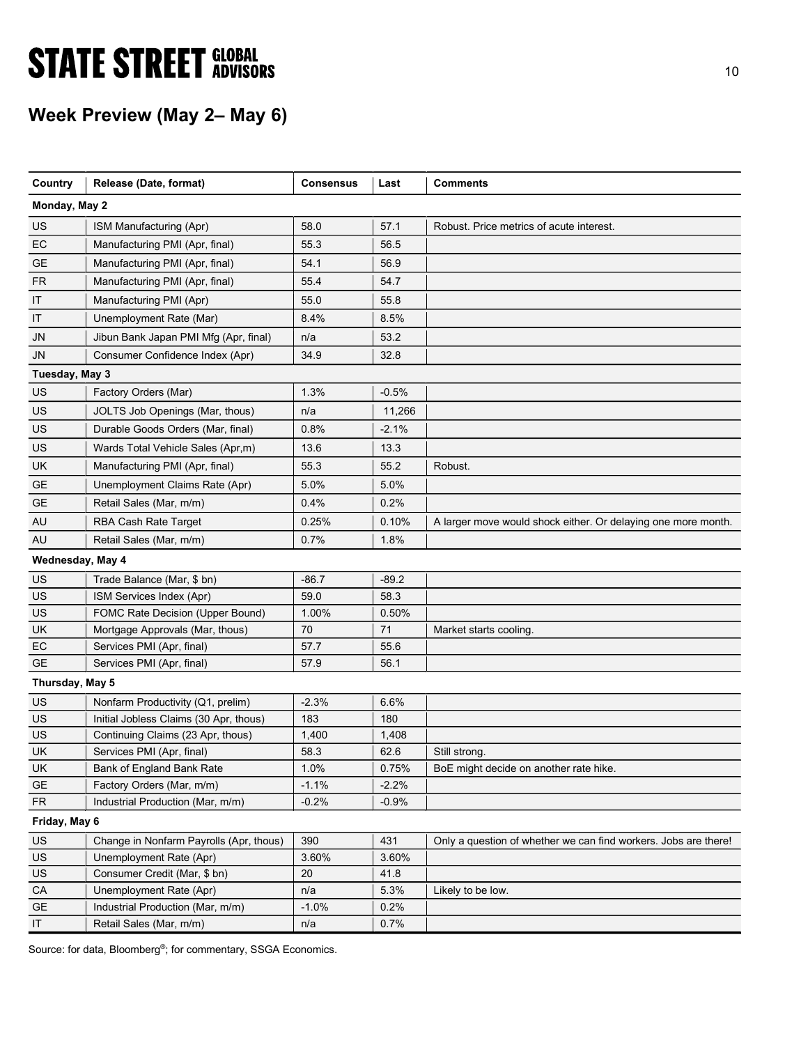## Week Preview (May 2– May 6)

| Country | Release (Date, format) | Consensus | Last | Comments |
|---|---|---|---|---|
| **Monday, May 2** | | | | |
| US | ISM Manufacturing (Apr) | 58.0 | 57.1 | Robust. Price metrics of acute interest. |
| EC | Manufacturing PMI (Apr, final) | 55.3 | 56.5 | |
| GE | Manufacturing PMI (Apr, final) | 54.1 | 56.9 | |
| FR | Manufacturing PMI (Apr, final) | 55.4 | 54.7 | |
| IT | Manufacturing PMI (Apr) | 55.0 | 55.8 | |
| IT | Unemployment Rate (Mar) | 8.4% | 8.5% | |
| JN | Jibun Bank Japan PMI Mfg (Apr, final) | n/a | 53.2 | |
| JN | Consumer Confidence Index (Apr) | 34.9 | 32.8 | |
| **Tuesday, May 3** | | | | |
| US | Factory Orders (Mar) | 1.3% | -0.5% | |
| US | JOLTS Job Openings (Mar, thous) | n/a | 11,266 | |
| US | Durable Goods Orders (Mar, final) | 0.8% | -2.1% | |
| US | Wards Total Vehicle Sales (Apr,m) | 13.6 | 13.3 | |
| UK | Manufacturing PMI (Apr, final) | 55.3 | 55.2 | Robust. |
| GE | Unemployment Claims Rate (Apr) | 5.0% | 5.0% | |
| GE | Retail Sales (Mar, m/m) | 0.4% | 0.2% | |
| AU | RBA Cash Rate Target | 0.25% | 0.10% | A larger move would shock either. Or delaying one more month. |
| AU | Retail Sales (Mar, m/m) | 0.7% | 1.8% | |
| **Wednesday, May 4** | | | | |
| US | Trade Balance (Mar, $ bn) | -86.7 | -89.2 | |
| US | ISM Services Index (Apr) | 59.0 | 58.3 | |
| US | FOMC Rate Decision (Upper Bound) | 1.00% | 0.50% | |
| UK | Mortgage Approvals (Mar, thous) | 70 | 71 | Market starts cooling. |
| EC | Services PMI (Apr, final) | 57.7 | 55.6 | |
| GE | Services PMI (Apr, final) | 57.9 | 56.1 | |
| **Thursday, May 5** | | | | |
| US | Nonfarm Productivity (Q1, prelim) | -2.3% | 6.6% | |
| US | Initial Jobless Claims (30 Apr, thous) | 183 | 180 | |
| US | Continuing Claims (23 Apr, thous) | 1,400 | 1,408 | |
| UK | Services PMI (Apr, final) | 58.3 | 62.6 | Still strong. |
| UK | Bank of England Bank Rate | 1.0% | 0.75% | BoE might decide on another rate hike. |
| GE | Factory Orders (Mar, m/m) | -1.1% | -2.2% | |
| FR | Industrial Production (Mar, m/m) | -0.2% | -0.9% | |
| **Friday, May 6** | | | | |
| US | Change in Nonfarm Payrolls (Apr, thous) | 390 | 431 | Only a question of whether we can find workers. Jobs are there! |
| US | Unemployment Rate (Apr) | 3.60% | 3.60% | |
| US | Consumer Credit (Mar, $ bn) | 20 | 41.8 | |
| CA | Unemployment Rate (Apr) | n/a | 5.3% | Likely to be low. |
| GE | Industrial Production (Mar, m/m) | -1.0% | 0.2% | |
| IT | Retail Sales (Mar, m/m) | n/a | 0.7% | |

Source: for data, Bloomberg®; for commentary, SSGA Economics.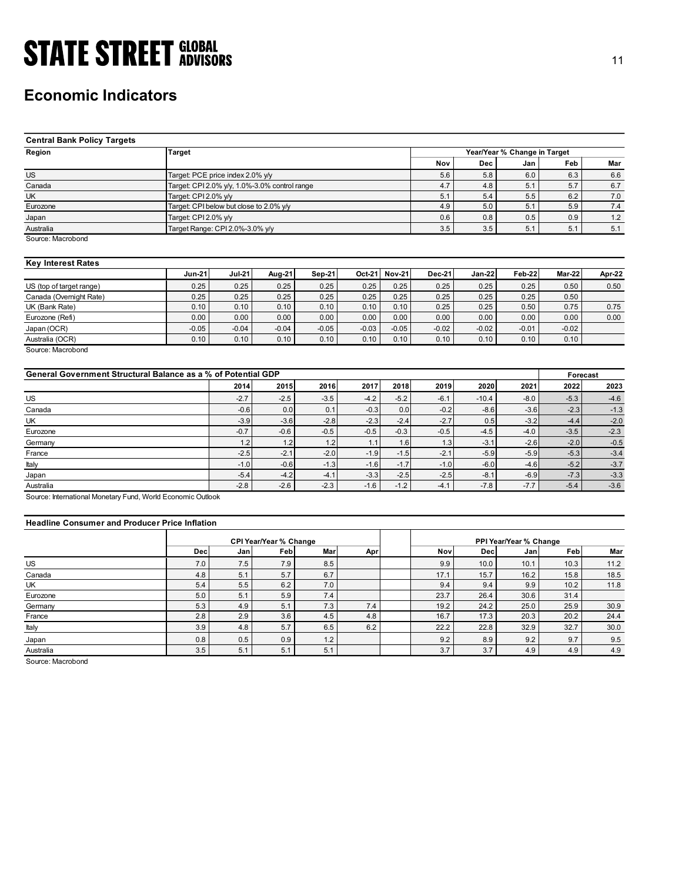# Economic Indicators

| Central Bank Policy Targets | | | | | | |
|---|---|---|---|---|---|---|
| Region | Target | Year/Year % Change in Target | | | | |
| | | Nov | Dec | Jan | Feb | Mar |
| US | Target: PCE price index 2.0% y/y | 5.6 | 5.8 | 6.0 | 6.3 | 6.6 |
| Canada | Target: CPI 2.0% y/y, 1.0%-3.0% control range | 4.7 | 4.8 | 5.1 | 5.7 | 6.7 |
| UK | Target: CPI 2.0% y/y | 5.1 | 5.4 | 5.5 | 6.2 | 7.0 |
| Eurozone | Target: CPI below but close to 2.0% y/y | 4.9 | 5.0 | 5.1 | 5.9 | 7.4 |
| Japan | Target: CPI 2.0% y/y | 0.6 | 0.8 | 0.5 | 0.9 | 1.2 |
| Australia | Target Range: CPI 2.0%-3.0% y/y | 3.5 | 3.5 | 5.1 | 5.1 | 5.1 |

Source: Macrobond

| Key Interest Rates | Jun-21 | Jul-21 | Aug-21 | Sep-21 | Oct-21 | Nov-21 | Dec-21 | Jan-22 | Feb-22 | Mar-22 | Apr-22 |
|---|---|---|---|---|---|---|---|---|---|---|---|
| US (top of target range) | 0.25 | 0.25 | 0.25 | 0.25 | 0.25 | 0.25 | 0.25 | 0.25 | 0.25 | 0.50 | 0.50 |
| Canada (Overnight Rate) | 0.25 | 0.25 | 0.25 | 0.25 | 0.25 | 0.25 | 0.25 | 0.25 | 0.25 | 0.50 | |
| UK (Bank Rate) | 0.10 | 0.10 | 0.10 | 0.10 | 0.10 | 0.10 | 0.25 | 0.25 | 0.50 | 0.75 | 0.75 |
| Eurozone (Refi) | 0.00 | 0.00 | 0.00 | 0.00 | 0.00 | 0.00 | 0.00 | 0.00 | 0.00 | 0.00 | 0.00 |
| Japan (OCR) | -0.05 | -0.04 | -0.04 | -0.05 | -0.03 | -0.05 | -0.02 | -0.02 | -0.01 | -0.02 | |
| Australia (OCR) | 0.10 | 0.10 | 0.10 | 0.10 | 0.10 | 0.10 | 0.10 | 0.10 | 0.10 | 0.10 | |

Source: Macrobond

| General Government Structural Balance as a % of Potential GDP | | | | | | | | | Forecast | |
|---|---|---|---|---|---|---|---|---|---|---|
| | 2014 | 2015 | 2016 | 2017 | 2018 | 2019 | 2020 | 2021 | 2022 | 2023 |
| US | -2.7 | -2.5 | -3.5 | -4.2 | -5.2 | -6.1 | -10.4 | -8.0 | -5.3 | -4.6 |
| Canada | -0.6 | 0.0 | 0.1 | -0.3 | 0.0 | -0.2 | -8.6 | -3.6 | -2.3 | -1.3 |
| UK | -3.9 | -3.6 | -2.8 | -2.3 | -2.4 | -2.7 | 0.5 | -3.2 | -4.4 | -2.0 |
| Eurozone | -0.7 | -0.6 | -0.5 | -0.5 | -0.3 | -0.5 | -4.5 | -4.0 | -3.5 | -2.3 |
| Germany | 1.2 | 1.2 | 1.2 | 1.1 | 1.6 | 1.3 | -3.1 | -2.6 | -2.0 | -0.5 |
| France | -2.5 | -2.1 | -2.0 | -1.9 | -1.5 | -2.1 | -5.9 | -5.9 | -5.3 | -3.4 |
| Italy | -1.0 | -0.6 | -1.3 | -1.6 | -1.7 | -1.0 | -6.0 | -4.6 | -5.2 | -3.7 |
| Japan | -5.4 | -4.2 | -4.1 | -3.3 | -2.5 | -2.5 | -8.1 | -6.9 | -7.3 | -3.3 |
| Australia | -2.8 | -2.6 | -2.3 | -1.6 | -1.2 | -4.1 | -7.8 | -7.7 | -5.4 | -3.6 |

Source: International Monetary Fund, World Economic Outlook

| Headline Consumer and Producer Price Inflation | CPI Year/Year % Change | | | | | | PPI Year/Year % Change | | | | |
|---|---|---|---|---|---|---|---|---|---|---|---|
| | Dec | Jan | Feb | Mar | Apr | | Nov | Dec | Jan | Feb | Mar |
| US | 7.0 | 7.5 | 7.9 | 8.5 | | | 9.9 | 10.0 | 10.1 | 10.3 | 11.2 |
| Canada | 4.8 | 5.1 | 5.7 | 6.7 | | | 17.1 | 15.7 | 16.2 | 15.8 | 18.5 |
| UK | 5.4 | 5.5 | 6.2 | 7.0 | | | 9.4 | 9.4 | 9.9 | 10.2 | 11.8 |
| Eurozone | 5.0 | 5.1 | 5.9 | 7.4 | | | 23.7 | 26.4 | 30.6 | 31.4 | |
| Germany | 5.3 | 4.9 | 5.1 | 7.3 | 7.4 | | 19.2 | 24.2 | 25.0 | 25.9 | 30.9 |
| France | 2.8 | 2.9 | 3.6 | 4.5 | 4.8 | | 16.7 | 17.3 | 20.3 | 20.2 | 24.4 |
| Italy | 3.9 | 4.8 | 5.7 | 6.5 | 6.2 | | 22.2 | 22.8 | 32.9 | 32.7 | 30.0 |
| Japan | 0.8 | 0.5 | 0.9 | 1.2 | | | 9.2 | 8.9 | 9.2 | 9.7 | 9.5 |
| Australia | 3.5 | 5.1 | 5.1 | 5.1 | | | 3.7 | 3.7 | 4.9 | 4.9 | 4.9 |

Source: Macrobond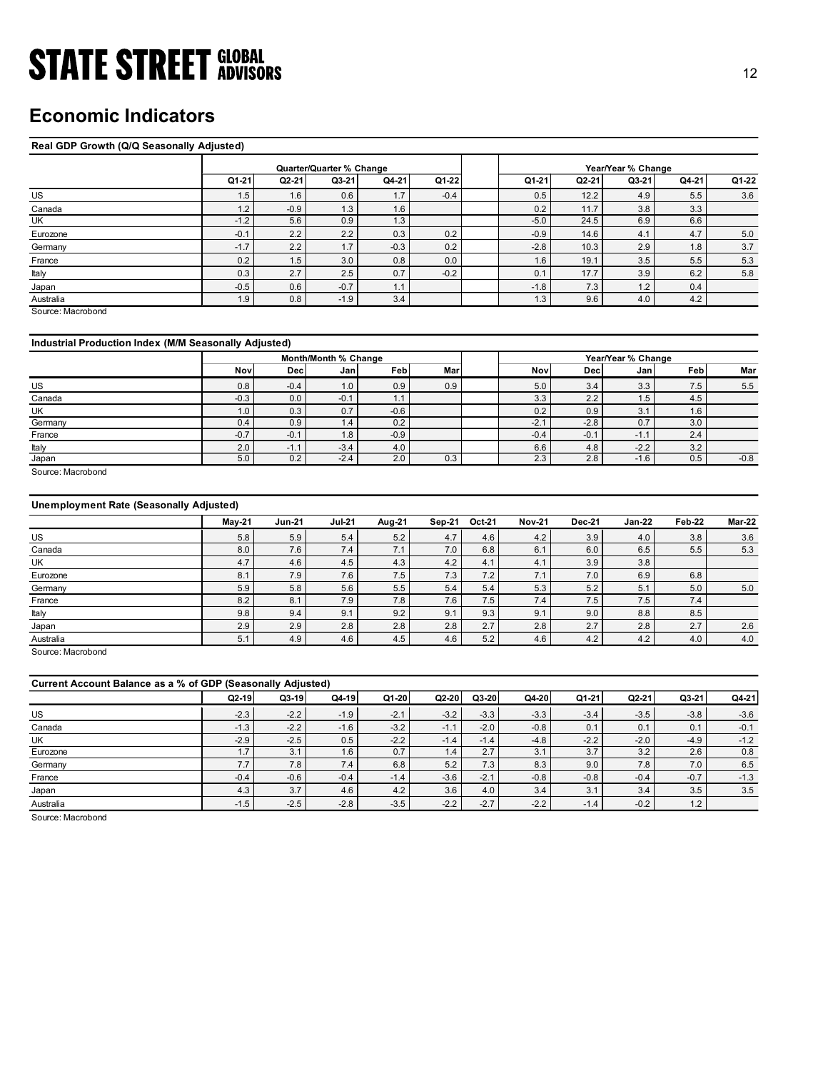# Economic Indicators

**Real GDP Growth (Q/Q Seasonally Adjusted)**

| | Quarter/Quarter % Change | | | | | | Year/Year % Change | | | | |
|---|---|---|---|---|---|---|---|---|---|---|---|
| | Q1-21 | Q2-21 | Q3-21 | Q4-21 | Q1-22 | | Q1-21 | Q2-21 | Q3-21 | Q4-21 | Q1-22 |
| US | 1.5 | 1.6 | 0.6 | 1.7 | -0.4 | | 0.5 | 12.2 | 4.9 | 5.5 | 3.6 |
| Canada | 1.2 | -0.9 | 1.3 | 1.6 | | | 0.2 | 11.7 | 3.8 | 3.3 | |
| UK | -1.2 | 5.6 | 0.9 | 1.3 | | | -5.0 | 24.5 | 6.9 | 6.6 | |
| Eurozone | -0.1 | 2.2 | 2.2 | 0.3 | 0.2 | | -0.9 | 14.6 | 4.1 | 4.7 | 5.0 |
| Germany | -1.7 | 2.2 | 1.7 | -0.3 | 0.2 | | -2.8 | 10.3 | 2.9 | 1.8 | 3.7 |
| France | 0.2 | 1.5 | 3.0 | 0.8 | 0.0 | | 1.6 | 19.1 | 3.5 | 5.5 | 5.3 |
| Italy | 0.3 | 2.7 | 2.5 | 0.7 | -0.2 | | 0.1 | 17.7 | 3.9 | 6.2 | 5.8 |
| Japan | -0.5 | 0.6 | -0.7 | 1.1 | | | -1.8 | 7.3 | 1.2 | 0.4 | |
| Australia | 1.9 | 0.8 | -1.9 | 3.4 | | | 1.3 | 9.6 | 4.0 | 4.2 | |

Source: Macrobond

**Industrial Production Index (M/M Seasonally Adjusted)**

| | Month/Month % Change | | | | | | Year/Year % Change | | | | |
|---|---|---|---|---|---|---|---|---|---|---|---|
| | Nov | Dec | Jan | Feb | Mar | | Nov | Dec | Jan | Feb | Mar |
| US | 0.8 | -0.4 | 1.0 | 0.9 | 0.9 | | 5.0 | 3.4 | 3.3 | 7.5 | 5.5 |
| Canada | -0.3 | 0.0 | -0.1 | 1.1 | | | 3.3 | 2.2 | 1.5 | 4.5 | |
| UK | 1.0 | 0.3 | 0.7 | -0.6 | | | 0.2 | 0.9 | 3.1 | 1.6 | |
| Germany | 0.4 | 0.9 | 1.4 | 0.2 | | | -2.1 | -2.8 | 0.7 | 3.0 | |
| France | -0.7 | -0.1 | 1.8 | -0.9 | | | -0.4 | -0.1 | -1.1 | 2.4 | |
| Italy | 2.0 | -1.1 | -3.4 | 4.0 | | | 6.6 | 4.8 | -2.2 | 3.2 | |
| Japan | 5.0 | 0.2 | -2.4 | 2.0 | 0.3 | | 2.3 | 2.8 | -1.6 | 0.5 | -0.8 |

Source: Macrobond

**Unemployment Rate (Seasonally Adjusted)**

| | May-21 | Jun-21 | Jul-21 | Aug-21 | Sep-21 | Oct-21 | Nov-21 | Dec-21 | Jan-22 | Feb-22 | Mar-22 |
|---|---|---|---|---|---|---|---|---|---|---|---|
| US | 5.8 | 5.9 | 5.4 | 5.2 | 4.7 | 4.6 | 4.2 | 3.9 | 4.0 | 3.8 | 3.6 |
| Canada | 8.0 | 7.6 | 7.4 | 7.1 | 7.0 | 6.8 | 6.1 | 6.0 | 6.5 | 5.5 | 5.3 |
| UK | 4.7 | 4.6 | 4.5 | 4.3 | 4.2 | 4.1 | 4.1 | 3.9 | 3.8 | | |
| Eurozone | 8.1 | 7.9 | 7.6 | 7.5 | 7.3 | 7.2 | 7.1 | 7.0 | 6.9 | 6.8 | |
| Germany | 5.9 | 5.8 | 5.6 | 5.5 | 5.4 | 5.4 | 5.3 | 5.2 | 5.1 | 5.0 | 5.0 |
| France | 8.2 | 8.1 | 7.9 | 7.8 | 7.6 | 7.5 | 7.4 | 7.5 | 7.5 | 7.4 | |
| Italy | 9.8 | 9.4 | 9.1 | 9.2 | 9.1 | 9.3 | 9.1 | 9.0 | 8.8 | 8.5 | |
| Japan | 2.9 | 2.9 | 2.8 | 2.8 | 2.8 | 2.7 | 2.8 | 2.7 | 2.8 | 2.7 | 2.6 |
| Australia | 5.1 | 4.9 | 4.6 | 4.5 | 4.6 | 5.2 | 4.6 | 4.2 | 4.2 | 4.0 | 4.0 |

Source: Macrobond

**Current Account Balance as a % of GDP (Seasonally Adjusted)**

| | Q2-19 | Q3-19 | Q4-19 | Q1-20 | Q2-20 | Q3-20 | Q4-20 | Q1-21 | Q2-21 | Q3-21 | Q4-21 |
|---|---|---|---|---|---|---|---|---|---|---|---|
| US | -2.3 | -2.2 | -1.9 | -2.1 | -3.2 | -3.3 | -3.3 | -3.4 | -3.5 | -3.8 | -3.6 |
| Canada | -1.3 | -2.2 | -1.6 | -3.2 | -1.1 | -2.0 | -0.8 | 0.1 | 0.1 | 0.1 | -0.1 |
| UK | -2.9 | -2.5 | 0.5 | -2.2 | -1.4 | -1.4 | -4.8 | -2.2 | -2.0 | -4.9 | -1.2 |
| Eurozone | 1.7 | 3.1 | 1.6 | 0.7 | 1.4 | 2.7 | 3.1 | 3.7 | 3.2 | 2.6 | 0.8 |
| Germany | 7.7 | 7.8 | 7.4 | 6.8 | 5.2 | 7.3 | 8.3 | 9.0 | 7.8 | 7.0 | 6.5 |
| France | -0.4 | -0.6 | -0.4 | -1.4 | -3.6 | -2.1 | -0.8 | -0.8 | -0.4 | -0.7 | -1.3 |
| Japan | 4.3 | 3.7 | 4.6 | 4.2 | 3.6 | 4.0 | 3.4 | 3.1 | 3.4 | 3.5 | 3.5 |
| Australia | -1.5 | -2.5 | -2.8 | -3.5 | -2.2 | -2.7 | -2.2 | -1.4 | -0.2 | 1.2 | |

Source: Macrobond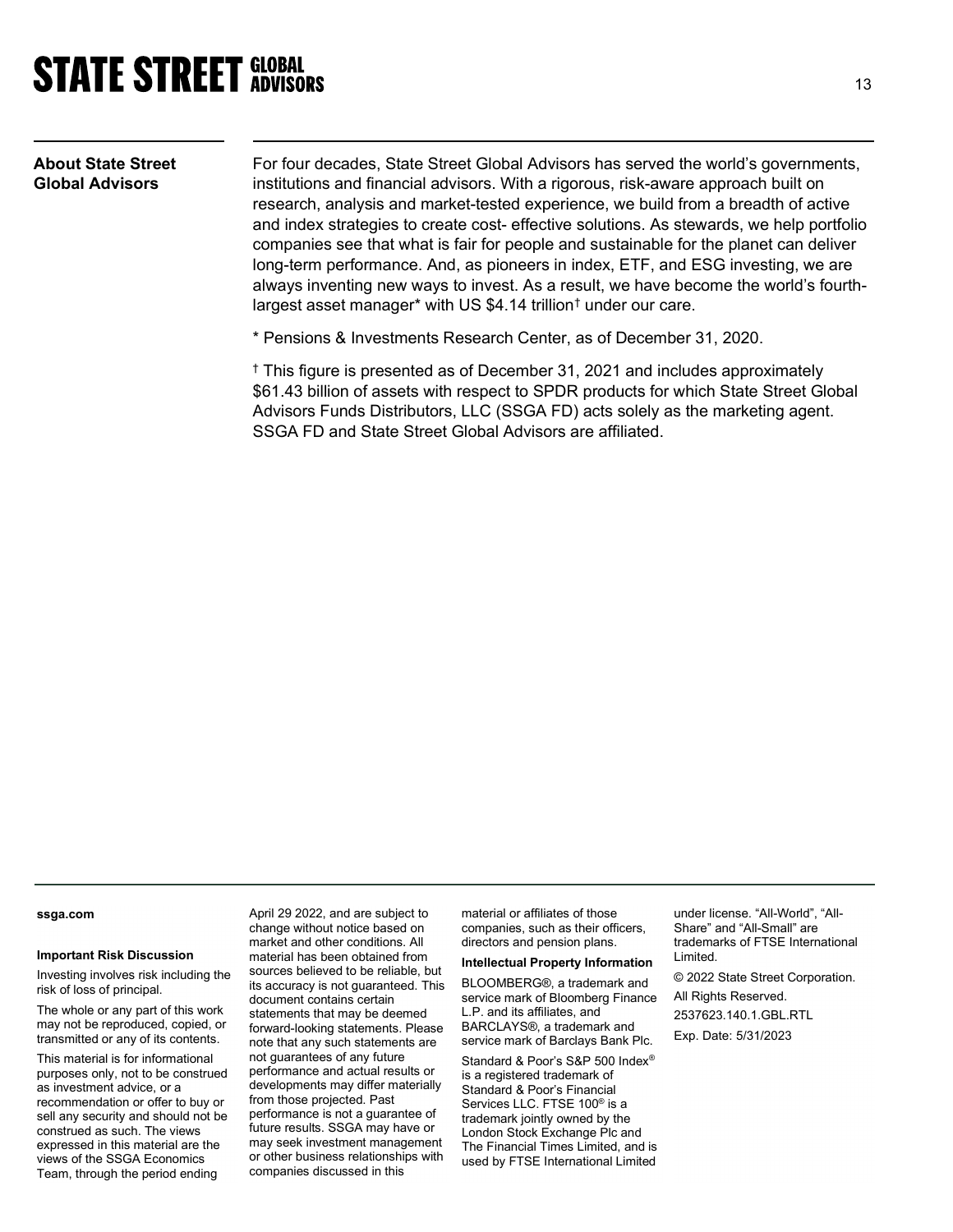## About State Street Global Advisors

For four decades, State Street Global Advisors has served the world's governments, institutions and financial advisors. With a rigorous, risk-aware approach built on research, analysis and market-tested experience, we build from a breadth of active and index strategies to create cost- effective solutions. As stewards, we help portfolio companies see that what is fair for people and sustainable for the planet can deliver long-term performance. And, as pioneers in index, ETF, and ESG investing, we are always inventing new ways to invest. As a result, we have become the world's fourth-largest asset manager* with US $4.14 trillion† under our care.

* Pensions & Investments Research Center, as of December 31, 2020.

† This figure is presented as of December 31, 2021 and includes approximately $61.43 billion of assets with respect to SPDR products for which State Street Global Advisors Funds Distributors, LLC (SSGA FD) acts solely as the marketing agent. SSGA FD and State Street Global Advisors are affiliated.

**ssga.com**

**Important Risk Discussion**

Investing involves risk including the risk of loss of principal.

The whole or any part of this work may not be reproduced, copied, or transmitted or any of its contents.

This material is for informational purposes only, not to be construed as investment advice, or a recommendation or offer to buy or sell any security and should not be construed as such. The views expressed in this material are the views of the SSGA Economics Team, through the period ending April 29 2022, and are subject to change without notice based on market and other conditions. All material has been obtained from sources believed to be reliable, but its accuracy is not guaranteed. This document contains certain statements that may be deemed forward-looking statements. Please note that any such statements are not guarantees of any future performance and actual results or developments may differ materially from those projected. Past performance is not a guarantee of future results. SSGA may have or may seek investment management or other business relationships with companies discussed in this material or affiliates of those companies, such as their officers, directors and pension plans.

**Intellectual Property Information**

BLOOMBERG®, a trademark and service mark of Bloomberg Finance L.P. and its affiliates, and BARCLAYS®, a trademark and service mark of Barclays Bank Plc.

Standard & Poor's S&P 500 Index® is a registered trademark of Standard & Poor's Financial Services LLC. FTSE 100® is a trademark jointly owned by the London Stock Exchange Plc and The Financial Times Limited, and is used by FTSE International Limited under license. "All-World", "All-Share" and "All-Small" are trademarks of FTSE International Limited.

© 2022 State Street Corporation.
All Rights Reserved.
2537623.140.1.GBL.RTL
Exp. Date: 5/31/2023